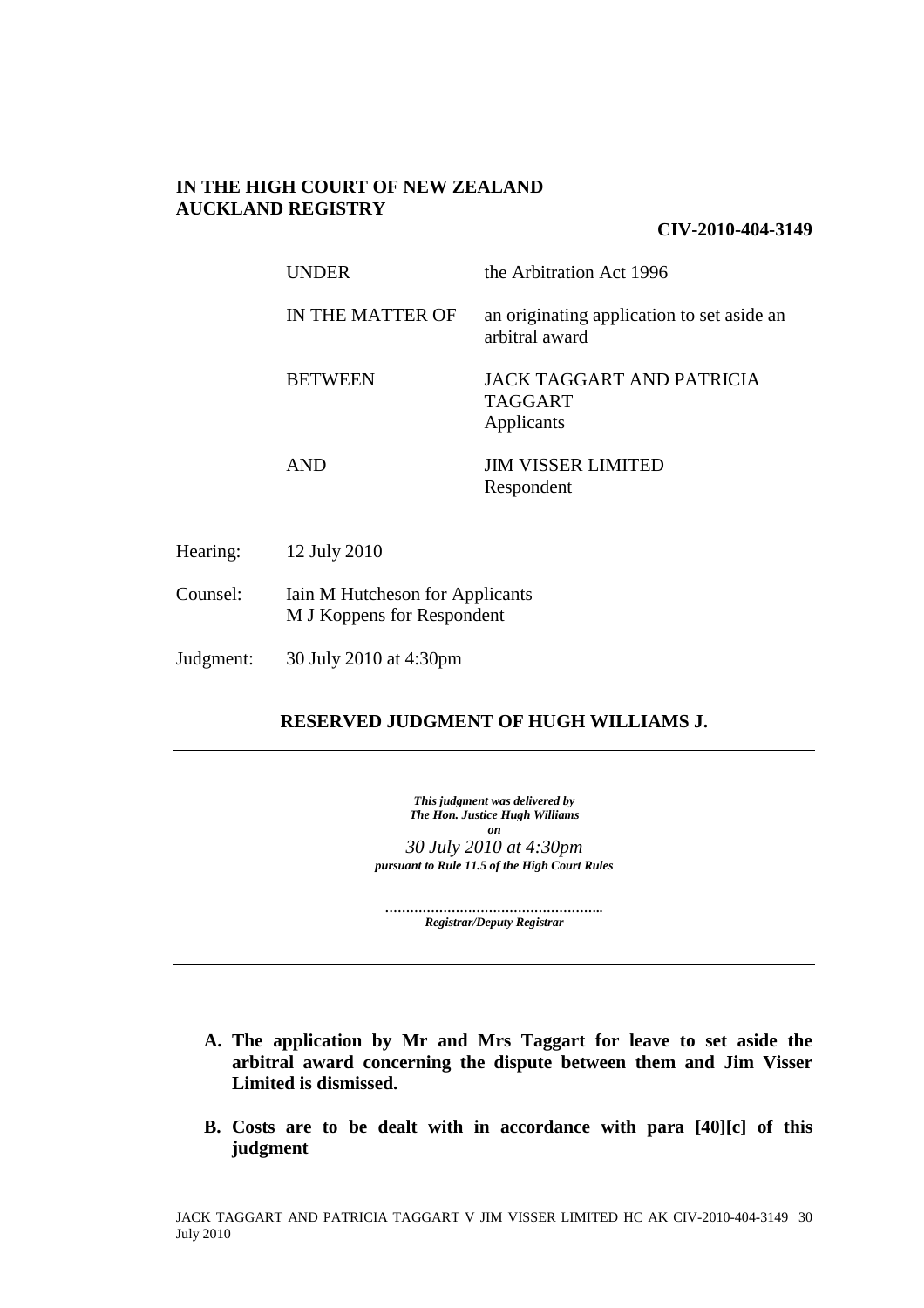**IN THE HIGH COURT OF NEW ZEALAND**
**AUCKLAND REGISTRY**

**CIV-2010-404-3149**

| | |
|---|---|
| UNDER | the Arbitration Act 1996 |
| IN THE MATTER OF | an originating application to set aside an arbitral award |
| BETWEEN | JACK TAGGART AND PATRICIA TAGGART<br>Applicants |
| AND | JIM VISSER LIMITED<br>Respondent |

| | |
|---|---|
| Hearing: | 12 July 2010 |
| Counsel: | Iain M Hutcheson for Applicants<br>M J Koppens for Respondent |
| Judgment: | 30 July 2010 at 4:30pm |

---

**RESERVED JUDGMENT OF HUGH WILLIAMS J.**

---

*This judgment was delivered by*
*The Hon. Justice Hugh Williams*
*on*
*30 July 2010 at 4:30pm*
*pursuant to Rule 11.5 of the High Court Rules*

……………………………………………..
*Registrar/Deputy Registrar*

---

**A. The application by Mr and Mrs Taggart for leave to set aside the arbitral award concerning the dispute between them and Jim Visser Limited is dismissed.**

**B. Costs are to be dealt with in accordance with para [40][c] of this judgment**

JACK TAGGART AND PATRICIA TAGGART V JIM VISSER LIMITED HC AK CIV-2010-404-3149 30 July 2010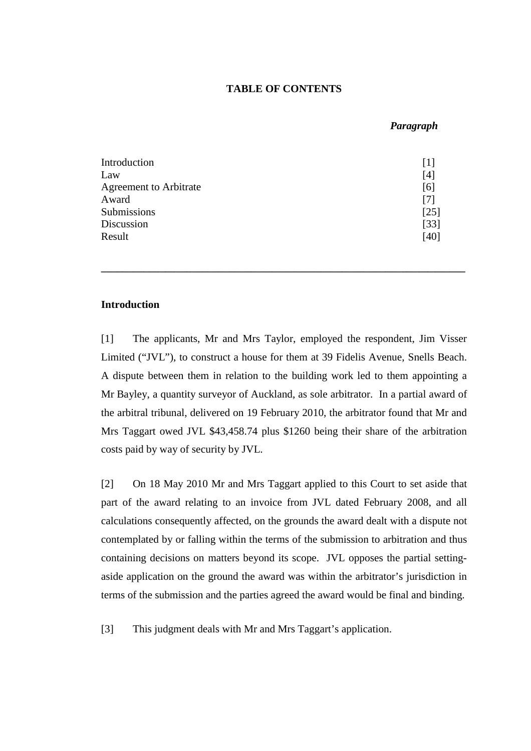**TABLE OF CONTENTS**

| | *Paragraph* |
|---|---|
| Introduction | [1] |
| Law | [4] |
| Agreement to Arbitrate | [6] |
| Award | [7] |
| Submissions | [25] |
| Discussion | [33] |
| Result | [40] |

---

## Introduction

[1] The applicants, Mr and Mrs Taylor, employed the respondent, Jim Visser Limited ("JVL"), to construct a house for them at 39 Fidelis Avenue, Snells Beach. A dispute between them in relation to the building work led to them appointing a Mr Bayley, a quantity surveyor of Auckland, as sole arbitrator. In a partial award of the arbitral tribunal, delivered on 19 February 2010, the arbitrator found that Mr and Mrs Taggart owed JVL $43,458.74 plus $1260 being their share of the arbitration costs paid by way of security by JVL.

[2] On 18 May 2010 Mr and Mrs Taggart applied to this Court to set aside that part of the award relating to an invoice from JVL dated February 2008, and all calculations consequently affected, on the grounds the award dealt with a dispute not contemplated by or falling within the terms of the submission to arbitration and thus containing decisions on matters beyond its scope. JVL opposes the partial setting-aside application on the ground the award was within the arbitrator's jurisdiction in terms of the submission and the parties agreed the award would be final and binding.

[3] This judgment deals with Mr and Mrs Taggart's application.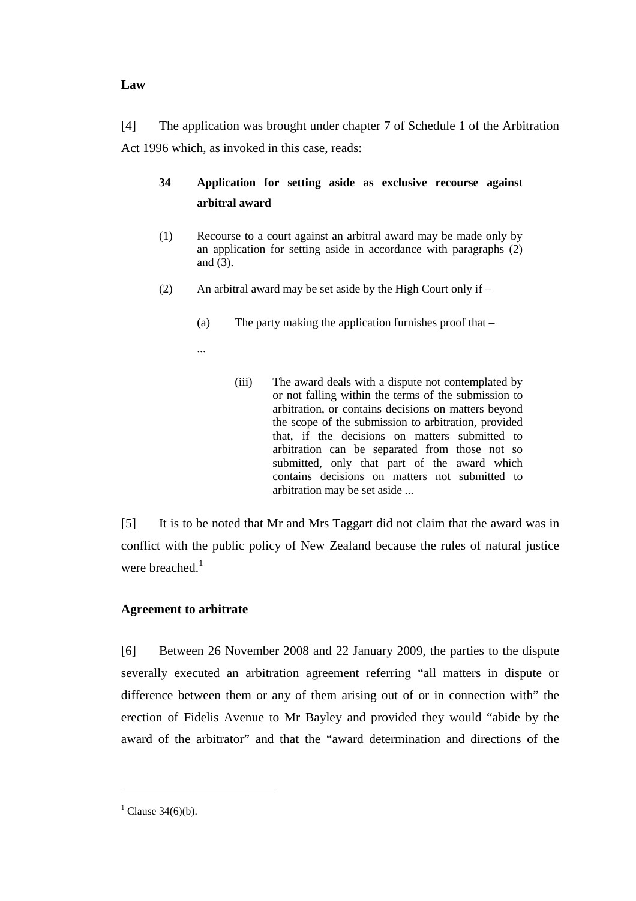**Law**

[4] The application was brought under chapter 7 of Schedule 1 of the Arbitration Act 1996 which, as invoked in this case, reads:

> **34 Application for setting aside as exclusive recourse against arbitral award**
>
> (1) Recourse to a court against an arbitral award may be made only by an application for setting aside in accordance with paragraphs (2) and (3).
>
> (2) An arbitral award may be set aside by the High Court only if –
>
> (a) The party making the application furnishes proof that –
>
> ...
>
> (iii) The award deals with a dispute not contemplated by or not falling within the terms of the submission to arbitration, or contains decisions on matters beyond the scope of the submission to arbitration, provided that, if the decisions on matters submitted to arbitration can be separated from those not so submitted, only that part of the award which contains decisions on matters not submitted to arbitration may be set aside ...

[5] It is to be noted that Mr and Mrs Taggart did not claim that the award was in conflict with the public policy of New Zealand because the rules of natural justice were breached.[1]

**Agreement to arbitrate**

[6] Between 26 November 2008 and 22 January 2009, the parties to the dispute severally executed an arbitration agreement referring "all matters in dispute or difference between them or any of them arising out of or in connection with" the erection of Fidelis Avenue to Mr Bayley and provided they would "abide by the award of the arbitrator" and that the "award determination and directions of the

[1] Clause 34(6)(b).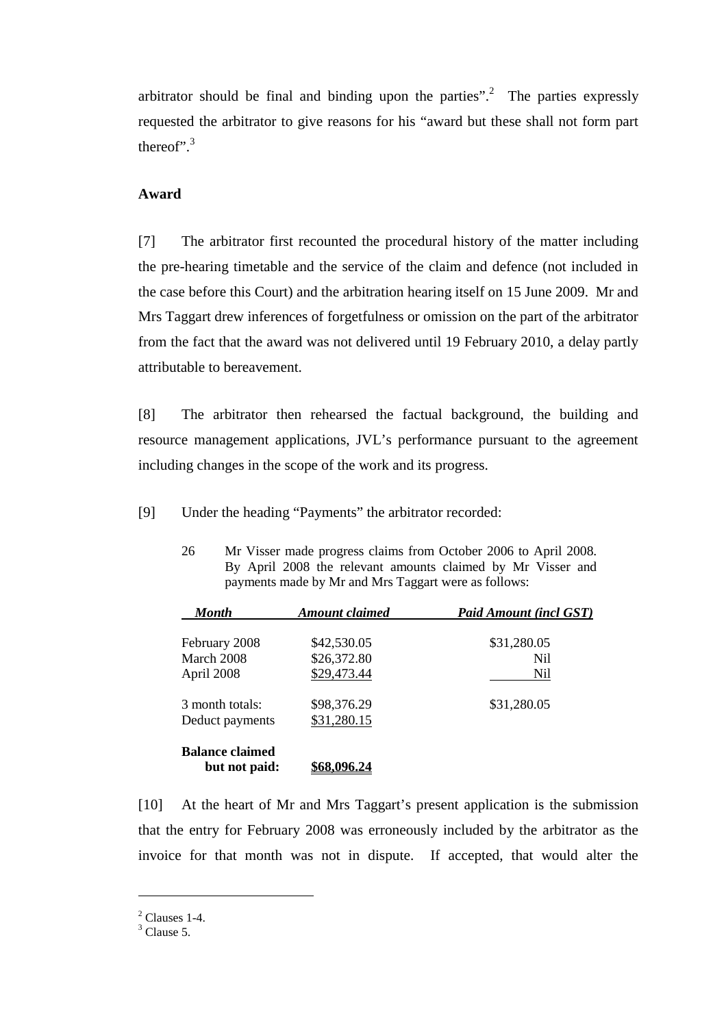arbitrator should be final and binding upon the parties".[2] The parties expressly requested the arbitrator to give reasons for his "award but these shall not form part thereof".[3]

## Award

[7] The arbitrator first recounted the procedural history of the matter including the pre-hearing timetable and the service of the claim and defence (not included in the case before this Court) and the arbitration hearing itself on 15 June 2009. Mr and Mrs Taggart drew inferences of forgetfulness or omission on the part of the arbitrator from the fact that the award was not delivered until 19 February 2010, a delay partly attributable to bereavement.

[8] The arbitrator then rehearsed the factual background, the building and resource management applications, JVL's performance pursuant to the agreement including changes in the scope of the work and its progress.

[9] Under the heading "Payments" the arbitrator recorded:

> 26 Mr Visser made progress claims from October 2006 to April 2008. By April 2008 the relevant amounts claimed by Mr Visser and payments made by Mr and Mrs Taggart were as follows:

| *Month* | *Amount claimed* | *Paid Amount (incl GST)* |
|---|---|---|
| February 2008 | $42,530.05 | $31,280.05 |
| March 2008 | $26,372.80 | Nil |
| April 2008 | $29,473.44 | Nil |
| 3 month totals: | $98,376.29 | $31,280.05 |
| Deduct payments | $31,280.15 | |
| **Balance claimed but not paid:** | **$68,096.24** | |

[10] At the heart of Mr and Mrs Taggart's present application is the submission that the entry for February 2008 was erroneously included by the arbitrator as the invoice for that month was not in dispute. If accepted, that would alter the

---

[2] Clauses 1-4.

[3] Clause 5.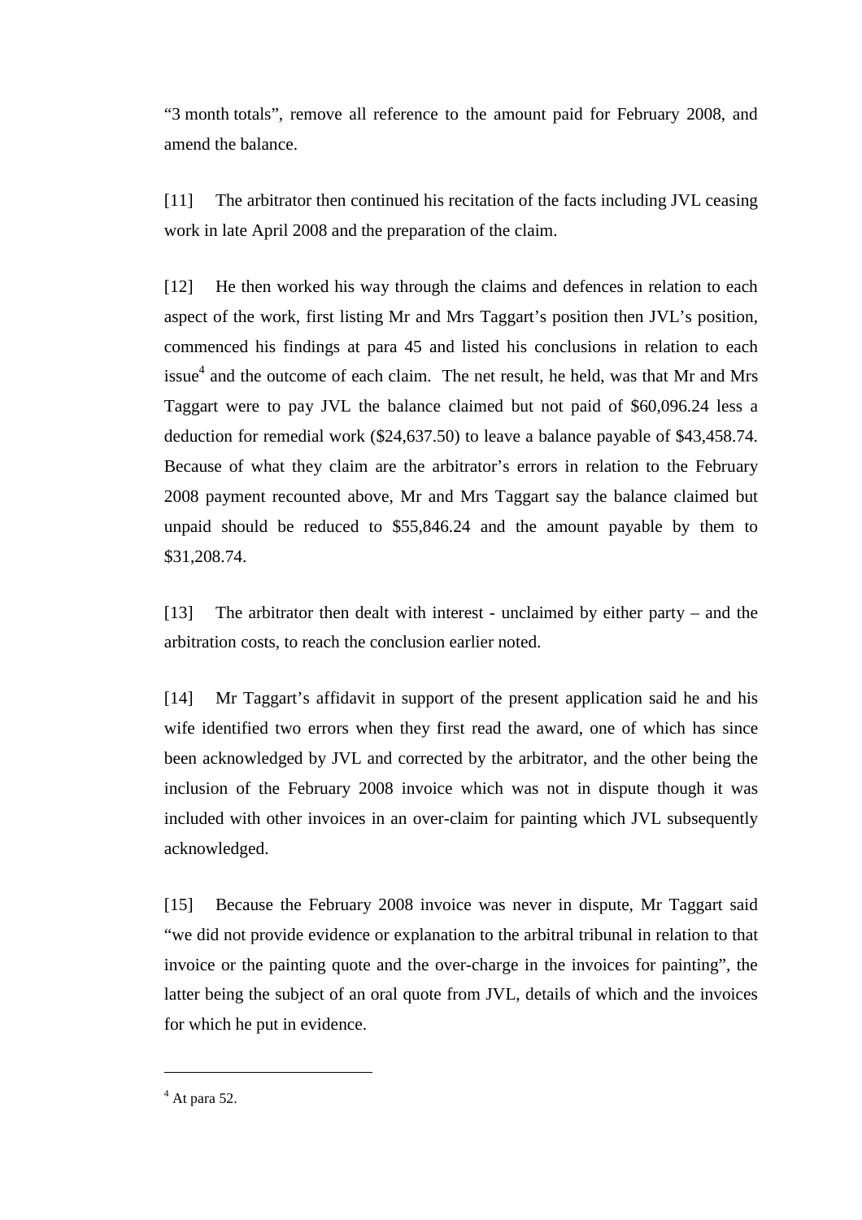"3 month totals", remove all reference to the amount paid for February 2008, and amend the balance.

[11] The arbitrator then continued his recitation of the facts including JVL ceasing work in late April 2008 and the preparation of the claim.

[12] He then worked his way through the claims and defences in relation to each aspect of the work, first listing Mr and Mrs Taggart's position then JVL's position, commenced his findings at para 45 and listed his conclusions in relation to each issue[4] and the outcome of each claim. The net result, he held, was that Mr and Mrs Taggart were to pay JVL the balance claimed but not paid of $60,096.24 less a deduction for remedial work ($24,637.50) to leave a balance payable of $43,458.74. Because of what they claim are the arbitrator's errors in relation to the February 2008 payment recounted above, Mr and Mrs Taggart say the balance claimed but unpaid should be reduced to $55,846.24 and the amount payable by them to $31,208.74.

[13] The arbitrator then dealt with interest - unclaimed by either party – and the arbitration costs, to reach the conclusion earlier noted.

[14] Mr Taggart's affidavit in support of the present application said he and his wife identified two errors when they first read the award, one of which has since been acknowledged by JVL and corrected by the arbitrator, and the other being the inclusion of the February 2008 invoice which was not in dispute though it was included with other invoices in an over-claim for painting which JVL subsequently acknowledged.

[15] Because the February 2008 invoice was never in dispute, Mr Taggart said "we did not provide evidence or explanation to the arbitral tribunal in relation to that invoice or the painting quote and the over-charge in the invoices for painting", the latter being the subject of an oral quote from JVL, details of which and the invoices for which he put in evidence.

---

[4] At para 52.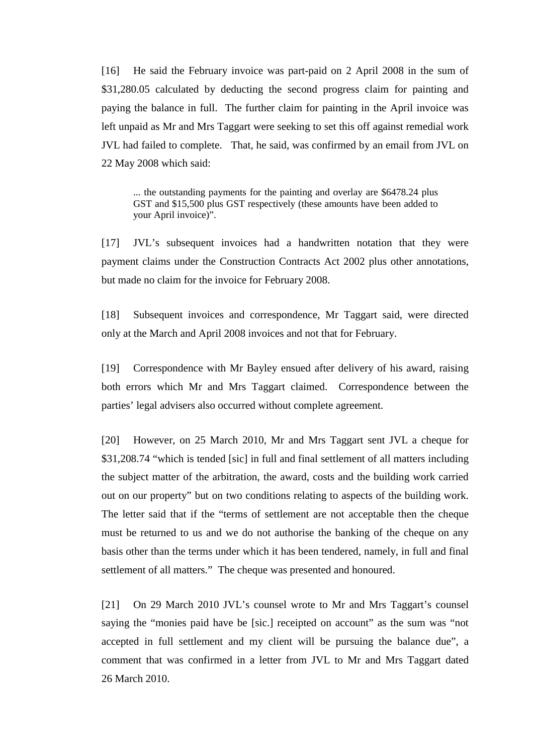[16] He said the February invoice was part-paid on 2 April 2008 in the sum of $31,280.05 calculated by deducting the second progress claim for painting and paying the balance in full. The further claim for painting in the April invoice was left unpaid as Mr and Mrs Taggart were seeking to set this off against remedial work JVL had failed to complete. That, he said, was confirmed by an email from JVL on 22 May 2008 which said:

> ... the outstanding payments for the painting and overlay are $6478.24 plus GST and $15,500 plus GST respectively (these amounts have been added to your April invoice)".

[17] JVL's subsequent invoices had a handwritten notation that they were payment claims under the Construction Contracts Act 2002 plus other annotations, but made no claim for the invoice for February 2008.

[18] Subsequent invoices and correspondence, Mr Taggart said, were directed only at the March and April 2008 invoices and not that for February.

[19] Correspondence with Mr Bayley ensued after delivery of his award, raising both errors which Mr and Mrs Taggart claimed. Correspondence between the parties' legal advisers also occurred without complete agreement.

[20] However, on 25 March 2010, Mr and Mrs Taggart sent JVL a cheque for $31,208.74 "which is tended [sic] in full and final settlement of all matters including the subject matter of the arbitration, the award, costs and the building work carried out on our property" but on two conditions relating to aspects of the building work. The letter said that if the "terms of settlement are not acceptable then the cheque must be returned to us and we do not authorise the banking of the cheque on any basis other than the terms under which it has been tendered, namely, in full and final settlement of all matters." The cheque was presented and honoured.

[21] On 29 March 2010 JVL's counsel wrote to Mr and Mrs Taggart's counsel saying the "monies paid have be [sic.] receipted on account" as the sum was "not accepted in full settlement and my client will be pursuing the balance due", a comment that was confirmed in a letter from JVL to Mr and Mrs Taggart dated 26 March 2010.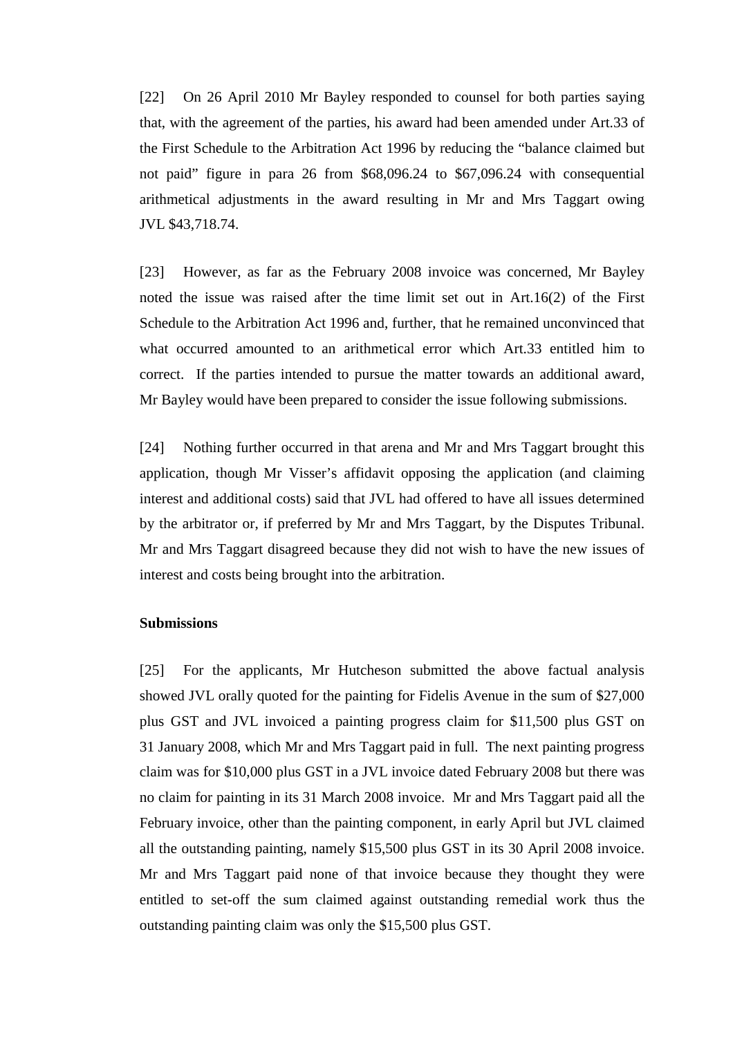[22] On 26 April 2010 Mr Bayley responded to counsel for both parties saying that, with the agreement of the parties, his award had been amended under Art.33 of the First Schedule to the Arbitration Act 1996 by reducing the "balance claimed but not paid" figure in para 26 from $68,096.24 to $67,096.24 with consequential arithmetical adjustments in the award resulting in Mr and Mrs Taggart owing JVL $43,718.74.

[23] However, as far as the February 2008 invoice was concerned, Mr Bayley noted the issue was raised after the time limit set out in Art.16(2) of the First Schedule to the Arbitration Act 1996 and, further, that he remained unconvinced that what occurred amounted to an arithmetical error which Art.33 entitled him to correct. If the parties intended to pursue the matter towards an additional award, Mr Bayley would have been prepared to consider the issue following submissions.

[24] Nothing further occurred in that arena and Mr and Mrs Taggart brought this application, though Mr Visser's affidavit opposing the application (and claiming interest and additional costs) said that JVL had offered to have all issues determined by the arbitrator or, if preferred by Mr and Mrs Taggart, by the Disputes Tribunal. Mr and Mrs Taggart disagreed because they did not wish to have the new issues of interest and costs being brought into the arbitration.

**Submissions**

[25] For the applicants, Mr Hutcheson submitted the above factual analysis showed JVL orally quoted for the painting for Fidelis Avenue in the sum of $27,000 plus GST and JVL invoiced a painting progress claim for $11,500 plus GST on 31 January 2008, which Mr and Mrs Taggart paid in full. The next painting progress claim was for $10,000 plus GST in a JVL invoice dated February 2008 but there was no claim for painting in its 31 March 2008 invoice. Mr and Mrs Taggart paid all the February invoice, other than the painting component, in early April but JVL claimed all the outstanding painting, namely $15,500 plus GST in its 30 April 2008 invoice. Mr and Mrs Taggart paid none of that invoice because they thought they were entitled to set-off the sum claimed against outstanding remedial work thus the outstanding painting claim was only the $15,500 plus GST.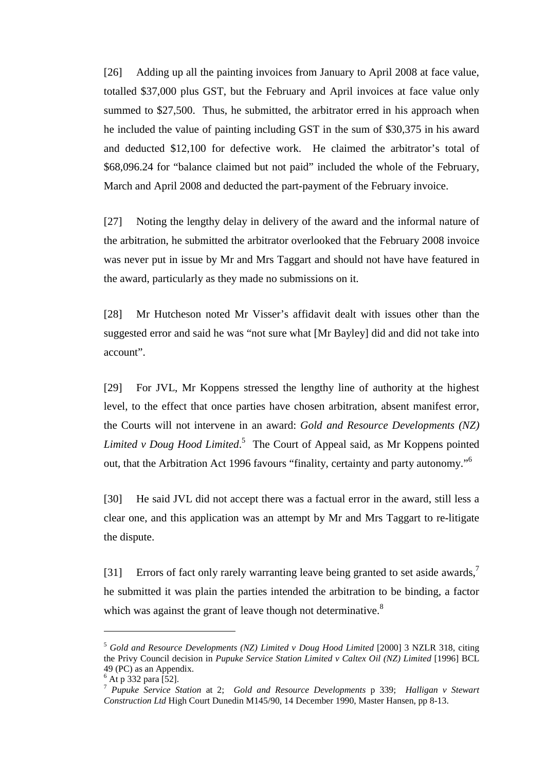[26] Adding up all the painting invoices from January to April 2008 at face value, totalled $37,000 plus GST, but the February and April invoices at face value only summed to $27,500. Thus, he submitted, the arbitrator erred in his approach when he included the value of painting including GST in the sum of $30,375 in his award and deducted $12,100 for defective work. He claimed the arbitrator's total of $68,096.24 for "balance claimed but not paid" included the whole of the February, March and April 2008 and deducted the part-payment of the February invoice.

[27] Noting the lengthy delay in delivery of the award and the informal nature of the arbitration, he submitted the arbitrator overlooked that the February 2008 invoice was never put in issue by Mr and Mrs Taggart and should not have have featured in the award, particularly as they made no submissions on it.

[28] Mr Hutcheson noted Mr Visser's affidavit dealt with issues other than the suggested error and said he was "not sure what [Mr Bayley] did and did not take into account".

[29] For JVL, Mr Koppens stressed the lengthy line of authority at the highest level, to the effect that once parties have chosen arbitration, absent manifest error, the Courts will not intervene in an award: *Gold and Resource Developments (NZ) Limited v Doug Hood Limited*.[5] The Court of Appeal said, as Mr Koppens pointed out, that the Arbitration Act 1996 favours "finality, certainty and party autonomy."[6]

[30] He said JVL did not accept there was a factual error in the award, still less a clear one, and this application was an attempt by Mr and Mrs Taggart to re-litigate the dispute.

[31] Errors of fact only rarely warranting leave being granted to set aside awards,[7] he submitted it was plain the parties intended the arbitration to be binding, a factor which was against the grant of leave though not determinative.[8]

---

[5] *Gold and Resource Developments (NZ) Limited v Doug Hood Limited* [2000] 3 NZLR 318, citing the Privy Council decision in *Pupuke Service Station Limited v Caltex Oil (NZ) Limited* [1996] BCL 49 (PC) as an Appendix.

[6] At p 332 para [52].

[7] *Pupuke Service Station* at 2; *Gold and Resource Developments* p 339; *Halligan v Stewart Construction Ltd* High Court Dunedin M145/90, 14 December 1990, Master Hansen, pp 8-13.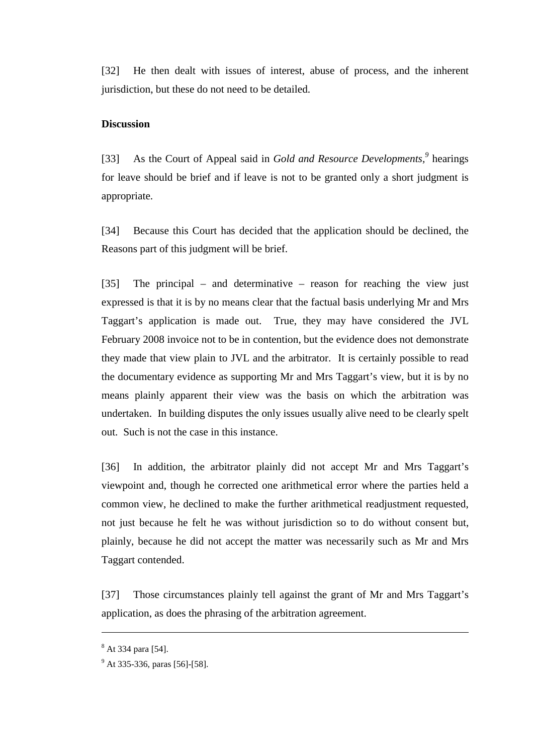[32] He then dealt with issues of interest, abuse of process, and the inherent jurisdiction, but these do not need to be detailed.

**Discussion**

[33] As the Court of Appeal said in *Gold and Resource Developments*,[9] hearings for leave should be brief and if leave is not to be granted only a short judgment is appropriate.

[34] Because this Court has decided that the application should be declined, the Reasons part of this judgment will be brief.

[35] The principal – and determinative – reason for reaching the view just expressed is that it is by no means clear that the factual basis underlying Mr and Mrs Taggart's application is made out. True, they may have considered the JVL February 2008 invoice not to be in contention, but the evidence does not demonstrate they made that view plain to JVL and the arbitrator. It is certainly possible to read the documentary evidence as supporting Mr and Mrs Taggart's view, but it is by no means plainly apparent their view was the basis on which the arbitration was undertaken. In building disputes the only issues usually alive need to be clearly spelt out. Such is not the case in this instance.

[36] In addition, the arbitrator plainly did not accept Mr and Mrs Taggart's viewpoint and, though he corrected one arithmetical error where the parties held a common view, he declined to make the further arithmetical readjustment requested, not just because he felt he was without jurisdiction so to do without consent but, plainly, because he did not accept the matter was necessarily such as Mr and Mrs Taggart contended.

[37] Those circumstances plainly tell against the grant of Mr and Mrs Taggart's application, as does the phrasing of the arbitration agreement.

---

[8] At 334 para [54].

[9] At 335-336, paras [56]-[58].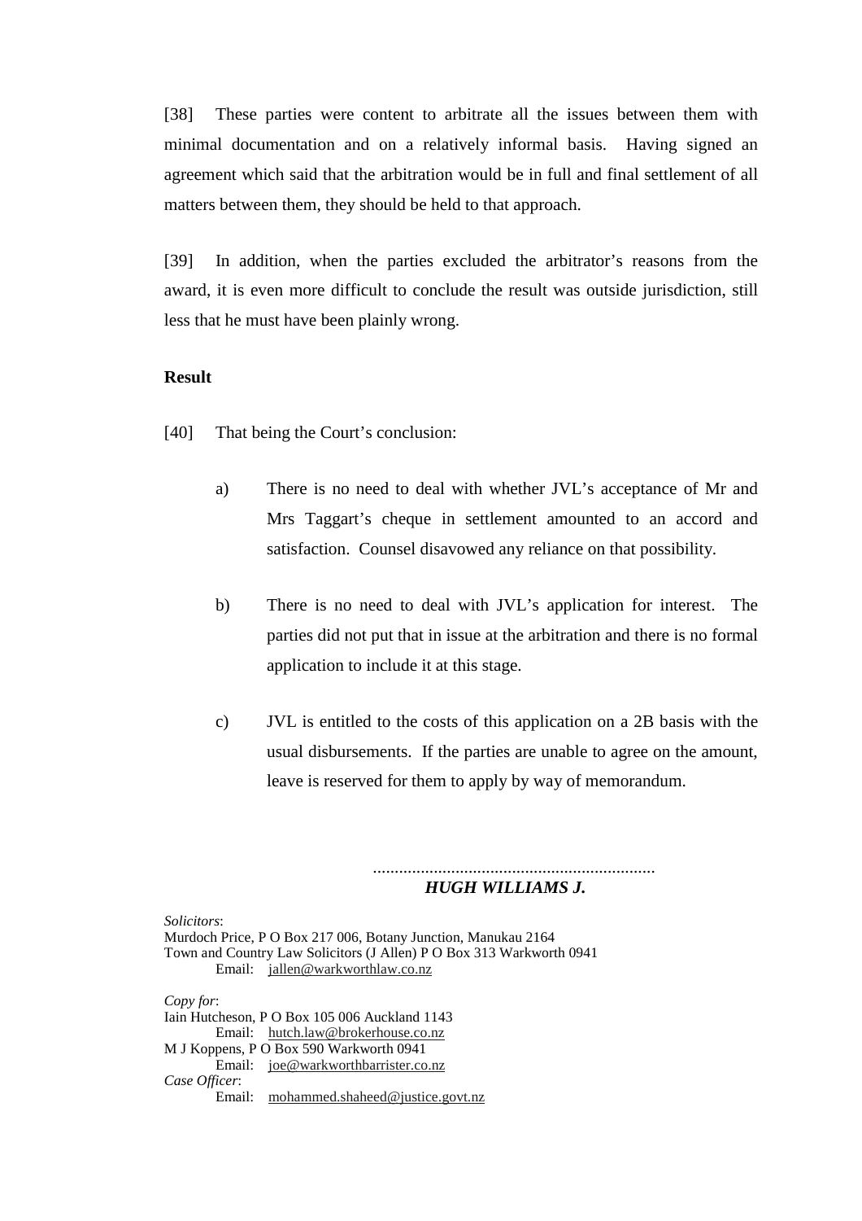[38] These parties were content to arbitrate all the issues between them with minimal documentation and on a relatively informal basis. Having signed an agreement which said that the arbitration would be in full and final settlement of all matters between them, they should be held to that approach.

[39] In addition, when the parties excluded the arbitrator's reasons from the award, it is even more difficult to conclude the result was outside jurisdiction, still less that he must have been plainly wrong.

**Result**

[40] That being the Court's conclusion:

a) There is no need to deal with whether JVL's acceptance of Mr and Mrs Taggart's cheque in settlement amounted to an accord and satisfaction. Counsel disavowed any reliance on that possibility.

b) There is no need to deal with JVL's application for interest. The parties did not put that in issue at the arbitration and there is no formal application to include it at this stage.

c) JVL is entitled to the costs of this application on a 2B basis with the usual disbursements. If the parties are unable to agree on the amount, leave is reserved for them to apply by way of memorandum.

................................................................

***HUGH WILLIAMS J.***

*Solicitors*:
Murdoch Price, P O Box 217 006, Botany Junction, Manukau 2164
Town and Country Law Solicitors (J Allen) P O Box 313 Warkworth 0941
Email: jallen@warkworthlaw.co.nz

*Copy for*:
Iain Hutcheson, P O Box 105 006 Auckland 1143
Email: hutch.law@brokerhouse.co.nz
M J Koppens, P O Box 590 Warkworth 0941
Email: joe@warkworthbarrister.co.nz
*Case Officer*:
Email: mohammed.shaheed@justice.govt.nz